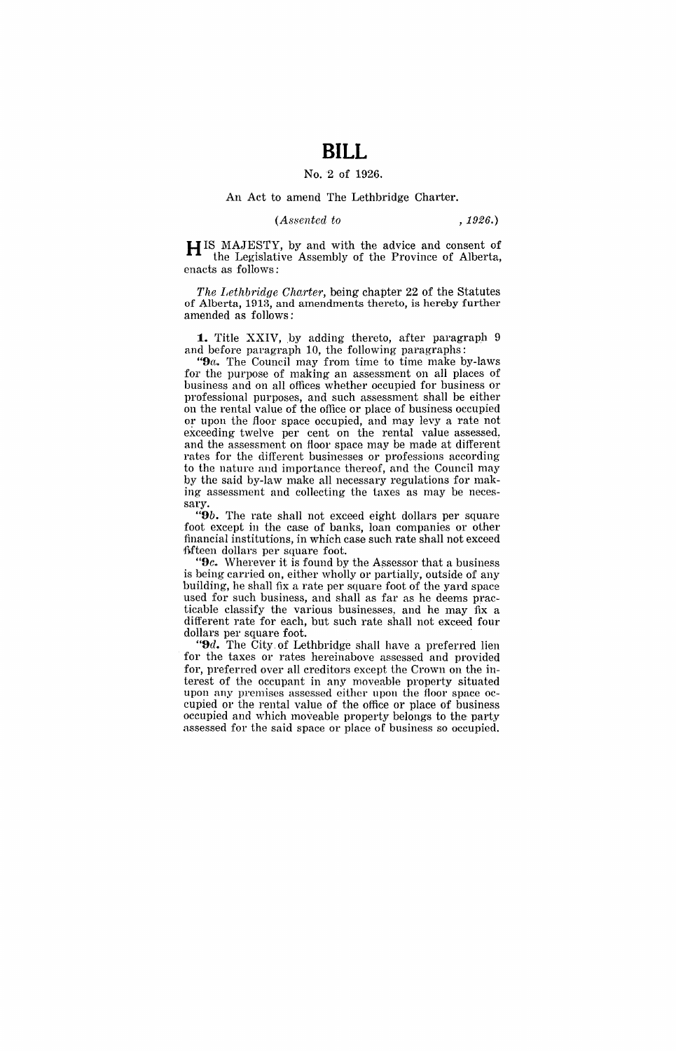# BILL

No. 2 of 1926.

An Act to amend The Lethbridge Charter.

*(Assented to , 1926.)*

HIS MAJESTY, by and with the advice and consent of the Legislative Assembly of the Province of Alberta, enacts as follows:

*The Lethbridge Charter*, being chapter 22 of the Statutes of Alberta, 1913, and amendments thereto, is hereby further amended as follows:

**1.** Title XXIV, by adding thereto, after paragraph 9 and before paragraph 10, the following paragraphs:

"**9***a***.** The Council may from time to time make by-laws for the purpose of making an assessment on all places of business and on all offices whether occupied for business or professional purposes, and such assessment shall be either on the rental value of the office or place of business occupied or upon the floor space occupied, and may levy a rate not exceeding twelve per cent on the rental value assessed, and the assessment on floor space may be made at different rates for the different businesses or professions according to the nature and importance thereof, and the Council may by the said by-law make all necessary regulations for making assessment and collecting the taxes as may be necessary.

"**9***b***.** The rate shall not exceed eight dollars per square foot except in the case of banks, loan companies or other financial institutions, in which case such rate shall not exceed fifteen dollars per square foot.

"**9***c***.** Wherever it is found by the Assessor that a business is being carried on, either wholly or partially, outside of any building, he shall fix a rate per square foot of the yard space used for such business, and shall as far as he deems practicable classify the various businesses, and he may fix a different rate for each, but such rate shall not exceed four dollars per square foot.

"**9***d***.** The City of Lethbridge shall have a preferred lien for the taxes or rates hereinabove assessed and provided for, preferred over all creditors except the Crown on the interest of the occupant in any moveable property situated upon any premises assessed either upon the floor space occupied or the rental value of the office or place of business occupied and which moveable property belongs to the party assessed for the said space or place of business so occupied.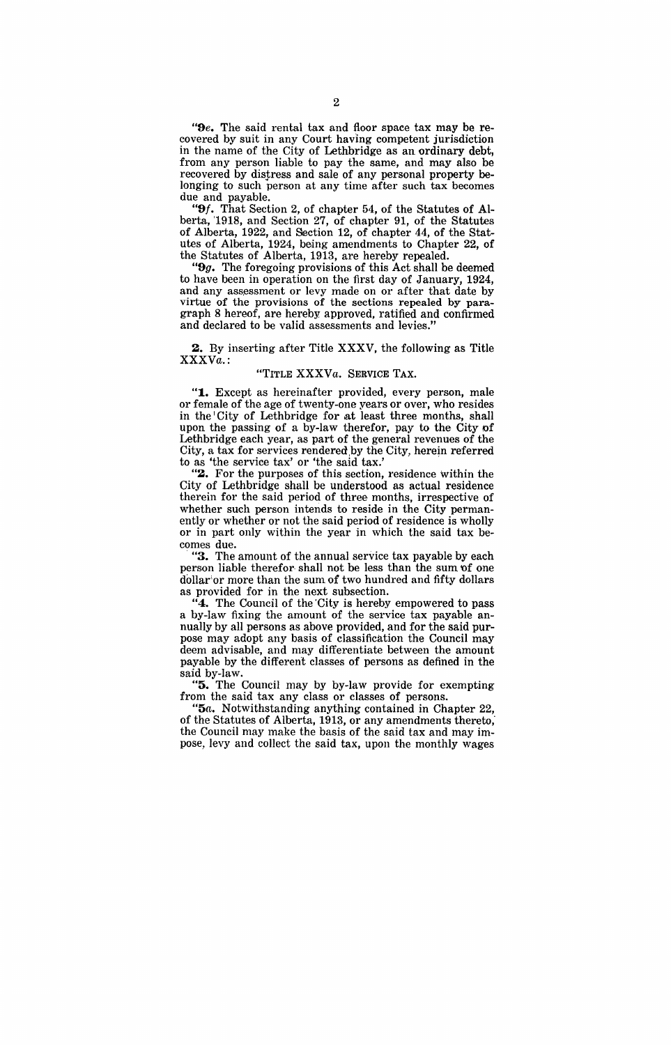"**9e.** The said rental tax and floor space tax may be recovered by suit in any Court having competent jurisdiction in the name of the City of Lethbridge as an ordinary debt, from any person liable to pay the same, and may also be recovered by distress and sale of any personal property belonging to such person at any time after such tax becomes due and payable.

"**9f.** That Section 2, of chapter 54, of the Statutes of Alberta, 1918, and Section 27, of chapter 91, of the Statutes of Alberta, 1922, and Section 12, of chapter 44, of the Statutes of Alberta, 1924, being amendments to Chapter 22, of the Statutes of Alberta, 1913, are hereby repealed.

"**9g.** The foregoing provisions of this Act shall be deemed to have been in operation on the first day of January, 1924, and any assessment or levy made on or after that date by virtue of the provisions of the sections repealed by paragraph 8 hereof, are hereby approved, ratified and confirmed and declared to be valid assessments and levies."

**2.** By inserting after Title XXXV, the following as Title XXXV*a*.:

"TITLE XXXV*a*. SERVICE TAX.

"**1.** Except as hereinafter provided, every person, male or female of the age of twenty-one years or over, who resides in the City of Lethbridge for at least three months, shall upon the passing of a by-law therefor, pay to the City of Lethbridge each year, as part of the general revenues of the City, a tax for services rendered by the City, herein referred to as 'the service tax' or 'the said tax.'

"**2.** For the purposes of this section, residence within the City of Lethbridge shall be understood as actual residence therein for the said period of three months, irrespective of whether such person intends to reside in the City permanently or whether or not the said period of residence is wholly or in part only within the year in which the said tax becomes due.

"**3.** The amount of the annual service tax payable by each person liable therefor shall not be less than the sum of one dollar or more than the sum of two hundred and fifty dollars as provided for in the next subsection.

"**4.** The Council of the City is hereby empowered to pass a by-law fixing the amount of the service tax payable annually by all persons as above provided, and for the said purpose may adopt any basis of classification the Council may deem advisable, and may differentiate between the amount payable by the different classes of persons as defined in the said by-law.

"**5.** The Council may by by-law provide for exempting from the said tax any class or classes of persons.

"**5a.** Notwithstanding anything contained in Chapter 22, of the Statutes of Alberta, 1913, or any amendments thereto, the Council may make the basis of the said tax and may impose, levy and collect the said tax, upon the monthly wages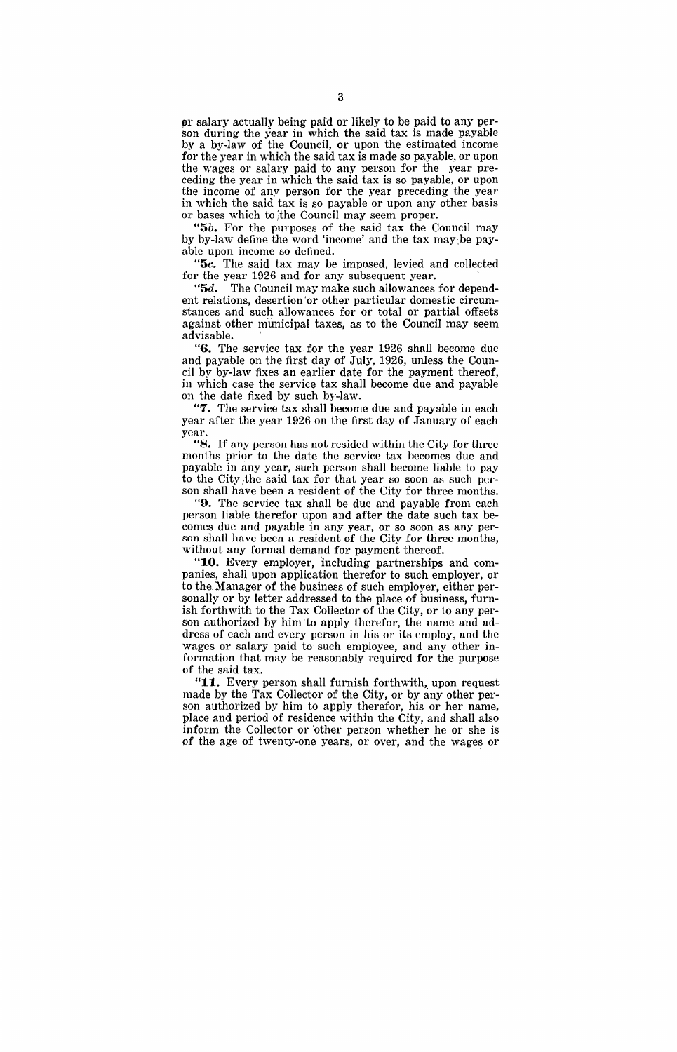or salary actually being paid or likely to be paid to any person during the year in which the said tax is made payable by a by-law of the Council, or upon the estimated income for the year in which the said tax is made so payable, or upon the wages or salary paid to any person for the year preceding the year in which the said tax is so payable, or upon the income of any person for the year preceding the year in which the said tax is so payable or upon any other basis or bases which to the Council may seem proper.

"**5*b*.** For the purposes of the said tax the Council may by by-law define the word 'income' and the tax may be payable upon income so defined.

"**5*c*.** The said tax may be imposed, levied and collected for the year 1926 and for any subsequent year.

"**5*d*.** The Council may make such allowances for dependent relations, desertion or other particular domestic circumstances and such allowances for or total or partial offsets against other municipal taxes, as to the Council may seem advisable.

"**6.** The service tax for the year 1926 shall become due and payable on the first day of July, 1926, unless the Council by by-law fixes an earlier date for the payment thereof, in which case the service tax shall become due and payable on the date fixed by such by-law.

"**7.** The service tax shall become due and payable in each year after the year 1926 on the first day of January of each year.

"**8.** If any person has not resided within the City for three months prior to the date the service tax becomes due and payable in any year, such person shall become liable to pay to the City the said tax for that year so soon as such person shall have been a resident of the City for three months.

"**9.** The service tax shall be due and payable from each person liable therefor upon and after the date such tax becomes due and payable in any year, or so soon as any person shall have been a resident of the City for three months, without any formal demand for payment thereof.

"**10.** Every employer, including partnerships and companies, shall upon application therefor to such employer, or to the Manager of the business of such employer, either personally or by letter addressed to the place of business, furnish forthwith to the Tax Collector of the City, or to any person authorized by him to apply therefor, the name and address of each and every person in his or its employ, and the wages or salary paid to such employee, and any other information that may be reasonably required for the purpose of the said tax.

"**11.** Every person shall furnish forthwith, upon request made by the Tax Collector of the City, or by any other person authorized by him to apply therefor, his or her name, place and period of residence within the City, and shall also inform the Collector or other person whether he or she is of the age of twenty-one years, or over, and the wages or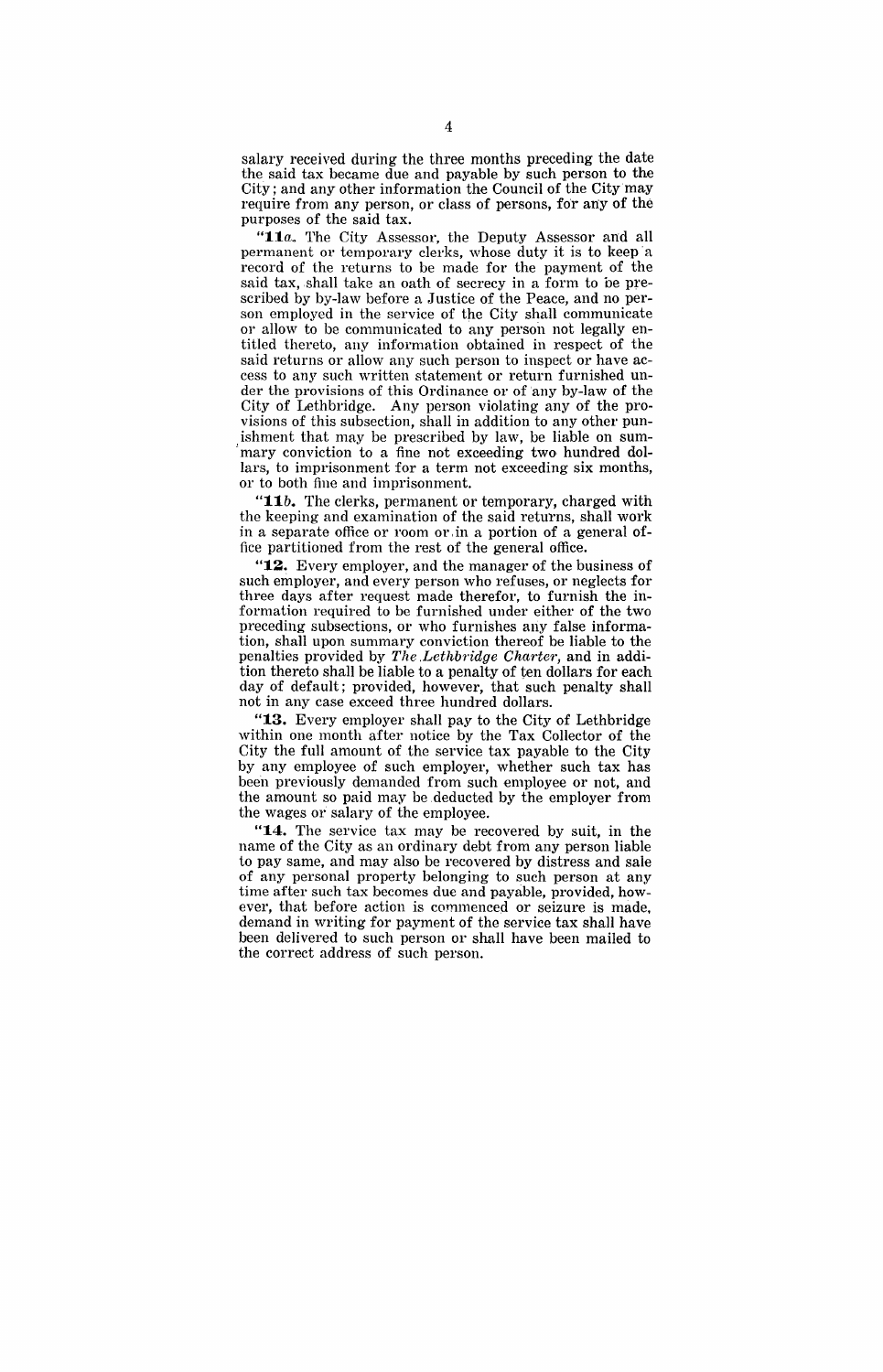salary received during the three months preceding the date the said tax became due and payable by such person to the City; and any other information the Council of the City may require from any person, or class of persons, for any of the purposes of the said tax.

"**11***a*. The City Assessor, the Deputy Assessor and all permanent or temporary clerks, whose duty it is to keep a record of the returns to be made for the payment of the said tax, shall take an oath of secrecy in a form to be prescribed by by-law before a Justice of the Peace, and no person employed in the service of the City shall communicate or allow to be communicated to any person not legally entitled thereto, any information obtained in respect of the said returns or allow any such person to inspect or have access to any such written statement or return furnished under the provisions of this Ordinance or of any by-law of the City of Lethbridge. Any person violating any of the provisions of this subsection, shall in addition to any other punishment that may be prescribed by law, be liable on summary conviction to a fine not exceeding two hundred dollars, to imprisonment for a term not exceeding six months, or to both fine and imprisonment.

"**11***b*. The clerks, permanent or temporary, charged with the keeping and examination of the said returns, shall work in a separate office or room or in a portion of a general office partitioned from the rest of the general office.

"**12.** Every employer, and the manager of the business of such employer, and every person who refuses, or neglects for three days after request made therefor, to furnish the information required to be furnished under either of the two preceding subsections, or who furnishes any false information, shall upon summary conviction thereof be liable to the penalties provided by *The Lethbridge Charter*, and in addition thereto shall be liable to a penalty of ten dollars for each day of default; provided, however, that such penalty shall not in any case exceed three hundred dollars.

"**13.** Every employer shall pay to the City of Lethbridge within one month after notice by the Tax Collector of the City the full amount of the service tax payable to the City by any employee of such employer, whether such tax has been previously demanded from such employee or not, and the amount so paid may be deducted by the employer from the wages or salary of the employee.

"**14.** The service tax may be recovered by suit, in the name of the City as an ordinary debt from any person liable to pay same, and may also be recovered by distress and sale of any personal property belonging to such person at any time after such tax becomes due and payable, provided, however, that before action is commenced or seizure is made, demand in writing for payment of the service tax shall have been delivered to such person or shall have been mailed to the correct address of such person.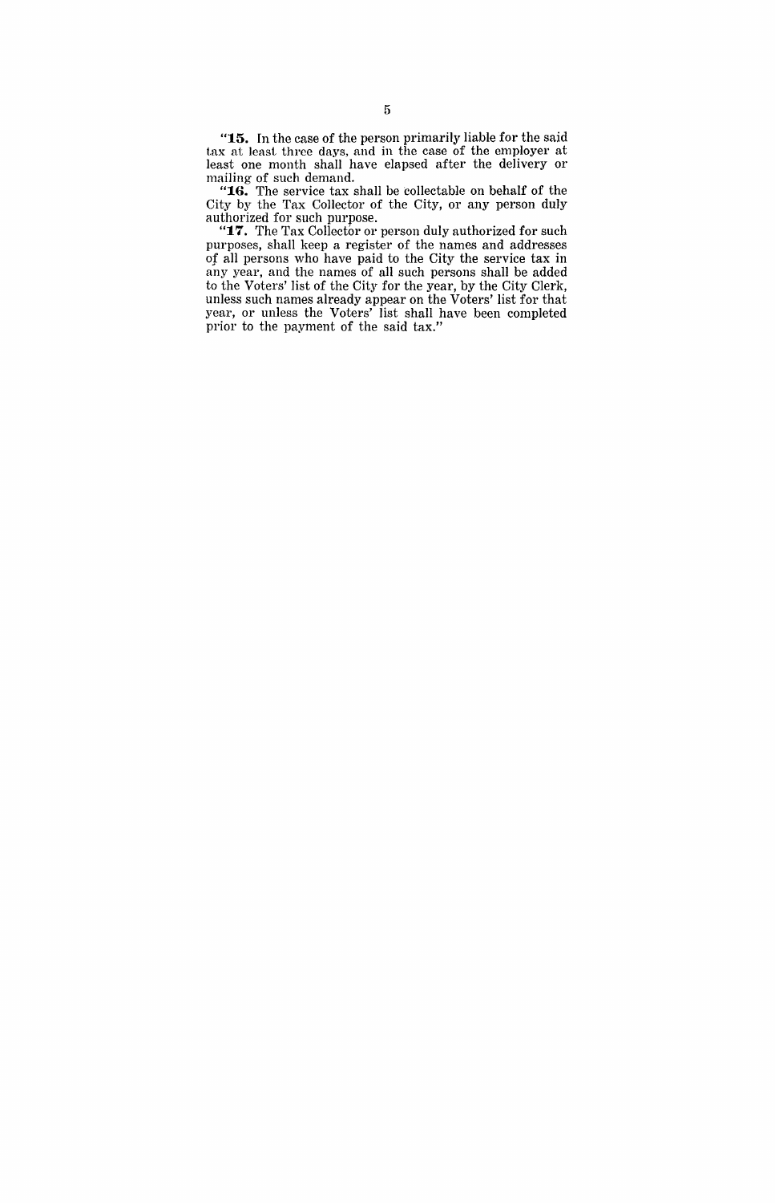"**15.** In the case of the person primarily liable for the said tax at least three days, and in the case of the employer at least one month shall have elapsed after the delivery or mailing of such demand.

"**16.** The service tax shall be collectable on behalf of the City by the Tax Collector of the City, or any person duly authorized for such purpose.

"**17.** The Tax Collector or person duly authorized for such purposes, shall keep a register of the names and addresses of all persons who have paid to the City the service tax in any year, and the names of all such persons shall be added to the Voters' list of the City for the year, by the City Clerk, unless such names already appear on the Voters' list for that year, or unless the Voters' list shall have been completed prior to the payment of the said tax."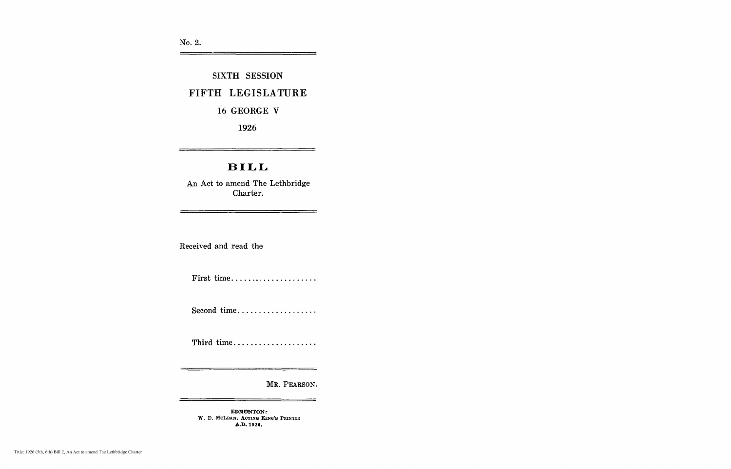No. 2.

# SIXTH SESSION

# FIFTH LEGISLATURE

## 16 GEORGE V

## 1926

# BILL

An Act to amend The Lethbridge Charter.

Received and read the

First time....................

Second time..................

Third time...................

MR. PEARSON.

EDMONTON:
W. D. McLEAN, ACTING KING'S PRINTER
A.D. 1926.

Title: 1926 (5th, 6th) Bill 2, An Act to amend The Lethbridge Charter